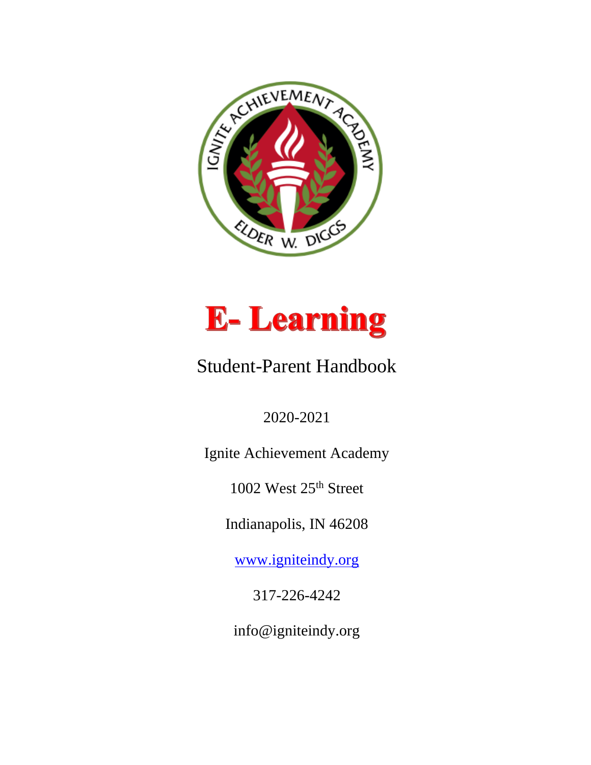# E- Learning

Student-Parent Handbook

2020-2021

Ignite Achievement Academy

1002 West 25th Street

Indianapolis, IN 46208

www.igniteindy.org

317-226-4242

info@igniteindy.org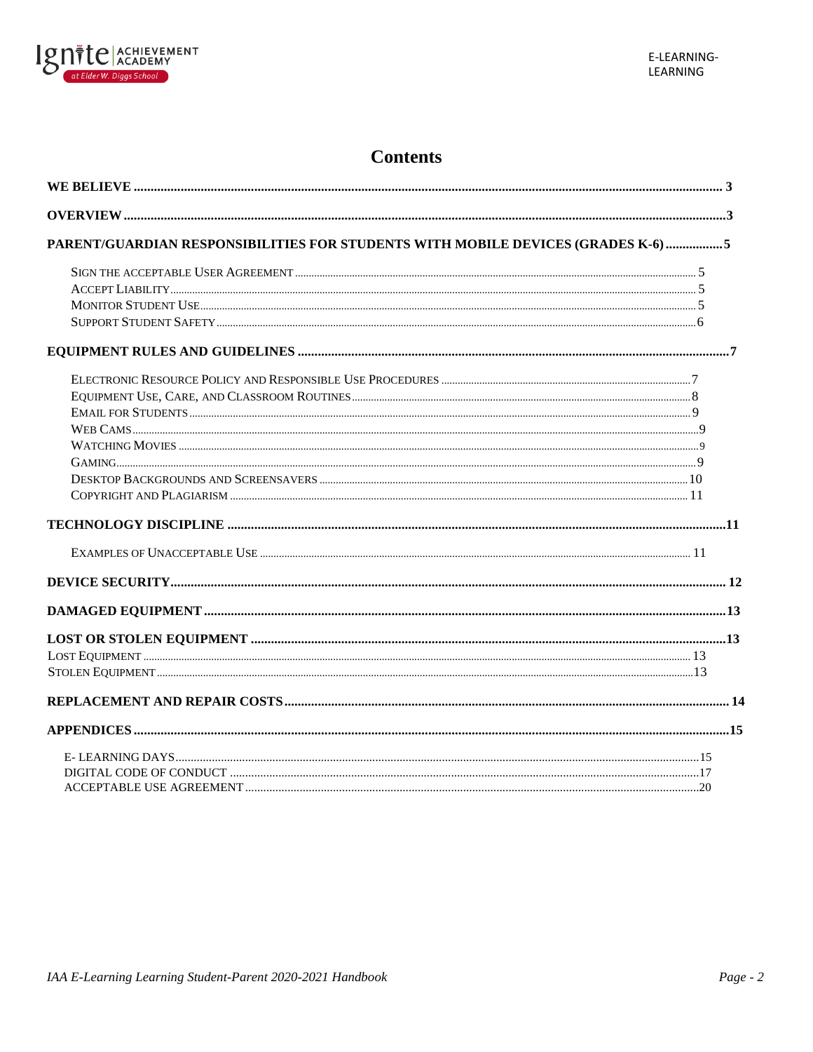# Contents

**WE BELIEVE** ..... 3

**OVERVIEW** ..... 3

**PARENT/GUARDIAN RESPONSIBILITIES FOR STUDENTS WITH MOBILE DEVICES (GRADES K-6)** ..... 5

- Sign the acceptable User Agreement ..... 5
- Accept Liability ..... 5
- Monitor Student Use ..... 5
- Support Student Safety ..... 6

**EQUIPMENT RULES AND GUIDELINES** ..... 7

- Electronic Resource Policy and Responsible Use Procedures ..... 7
- Equipment Use, Care, and Classroom Routines ..... 8
- Email for Students ..... 9
- Web Cams ..... 9
- Watching Movies ..... 9
- Gaming ..... 9
- Desktop Backgrounds and Screensavers ..... 10
- Copyright and Plagiarism ..... 11

**TECHNOLOGY DISCIPLINE** ..... 11

- Examples of Unacceptable Use ..... 11

**DEVICE SECURITY** ..... 12

**DAMAGED EQUIPMENT** ..... 13

**LOST OR STOLEN EQUIPMENT** ..... 13

- Lost Equipment ..... 13
- Stolen Equipment ..... 13

**REPLACEMENT AND REPAIR COSTS** ..... 14

**APPENDICES** ..... 15

- E- LEARNING DAYS ..... 15
- DIGITAL CODE OF CONDUCT ..... 17
- ACCEPTABLE USE AGREEMENT ..... 20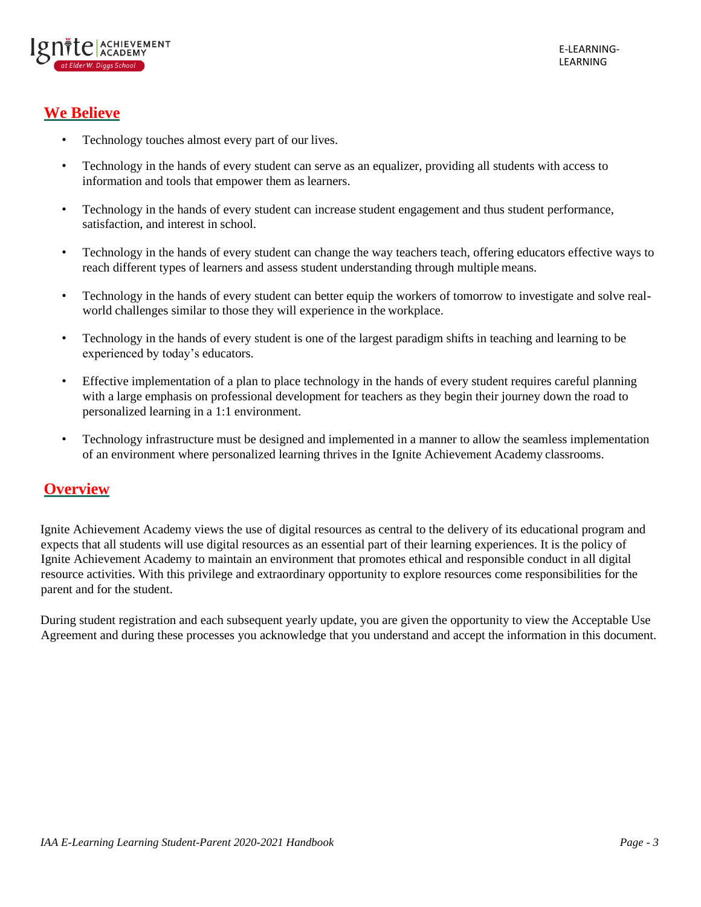## We Believe

- Technology touches almost every part of our lives.
- Technology in the hands of every student can serve as an equalizer, providing all students with access to information and tools that empower them as learners.
- Technology in the hands of every student can increase student engagement and thus student performance, satisfaction, and interest in school.
- Technology in the hands of every student can change the way teachers teach, offering educators effective ways to reach different types of learners and assess student understanding through multiple means.
- Technology in the hands of every student can better equip the workers of tomorrow to investigate and solve real-world challenges similar to those they will experience in the workplace.
- Technology in the hands of every student is one of the largest paradigm shifts in teaching and learning to be experienced by today's educators.
- Effective implementation of a plan to place technology in the hands of every student requires careful planning with a large emphasis on professional development for teachers as they begin their journey down the road to personalized learning in a 1:1 environment.
- Technology infrastructure must be designed and implemented in a manner to allow the seamless implementation of an environment where personalized learning thrives in the Ignite Achievement Academy classrooms.

## Overview

Ignite Achievement Academy views the use of digital resources as central to the delivery of its educational program and expects that all students will use digital resources as an essential part of their learning experiences. It is the policy of Ignite Achievement Academy to maintain an environment that promotes ethical and responsible conduct in all digital resource activities. With this privilege and extraordinary opportunity to explore resources come responsibilities for the parent and for the student.

During student registration and each subsequent yearly update, you are given the opportunity to view the Acceptable Use Agreement and during these processes you acknowledge that you understand and accept the information in this document.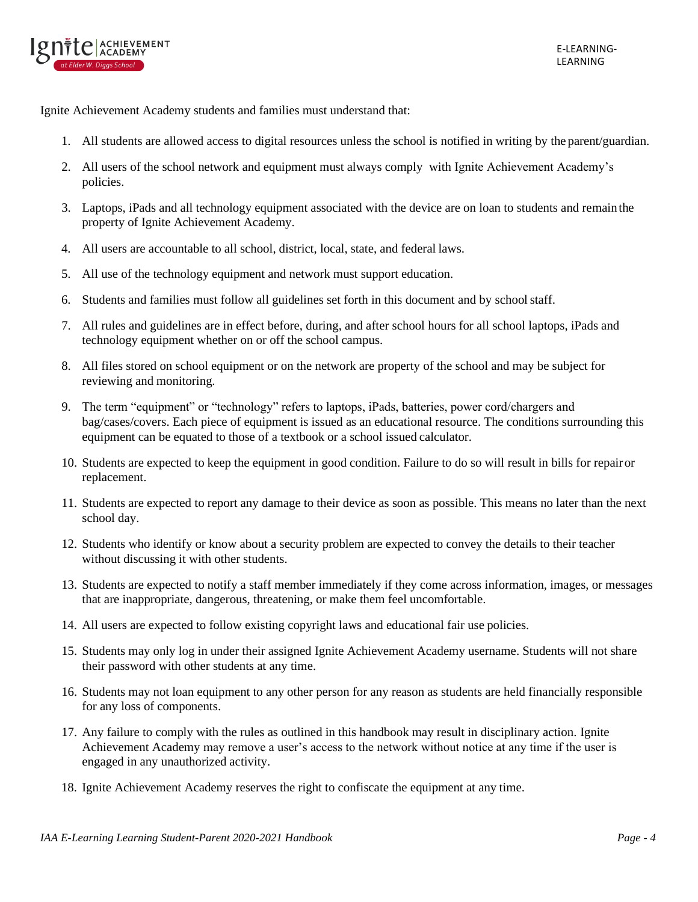Ignite Achievement Academy students and families must understand that:

1. All students are allowed access to digital resources unless the school is notified in writing by the parent/guardian.
2. All users of the school network and equipment must always comply with Ignite Achievement Academy's policies.
3. Laptops, iPads and all technology equipment associated with the device are on loan to students and remain the property of Ignite Achievement Academy.
4. All users are accountable to all school, district, local, state, and federal laws.
5. All use of the technology equipment and network must support education.
6. Students and families must follow all guidelines set forth in this document and by school staff.
7. All rules and guidelines are in effect before, during, and after school hours for all school laptops, iPads and technology equipment whether on or off the school campus.
8. All files stored on school equipment or on the network are property of the school and may be subject for reviewing and monitoring.
9. The term "equipment" or "technology" refers to laptops, iPads, batteries, power cord/chargers and bag/cases/covers. Each piece of equipment is issued as an educational resource. The conditions surrounding this equipment can be equated to those of a textbook or a school issued calculator.
10. Students are expected to keep the equipment in good condition. Failure to do so will result in bills for repair or replacement.
11. Students are expected to report any damage to their device as soon as possible. This means no later than the next school day.
12. Students who identify or know about a security problem are expected to convey the details to their teacher without discussing it with other students.
13. Students are expected to notify a staff member immediately if they come across information, images, or messages that are inappropriate, dangerous, threatening, or make them feel uncomfortable.
14. All users are expected to follow existing copyright laws and educational fair use policies.
15. Students may only log in under their assigned Ignite Achievement Academy username. Students will not share their password with other students at any time.
16. Students may not loan equipment to any other person for any reason as students are held financially responsible for any loss of components.
17. Any failure to comply with the rules as outlined in this handbook may result in disciplinary action. Ignite Achievement Academy may remove a user's access to the network without notice at any time if the user is engaged in any unauthorized activity.
18. Ignite Achievement Academy reserves the right to confiscate the equipment at any time.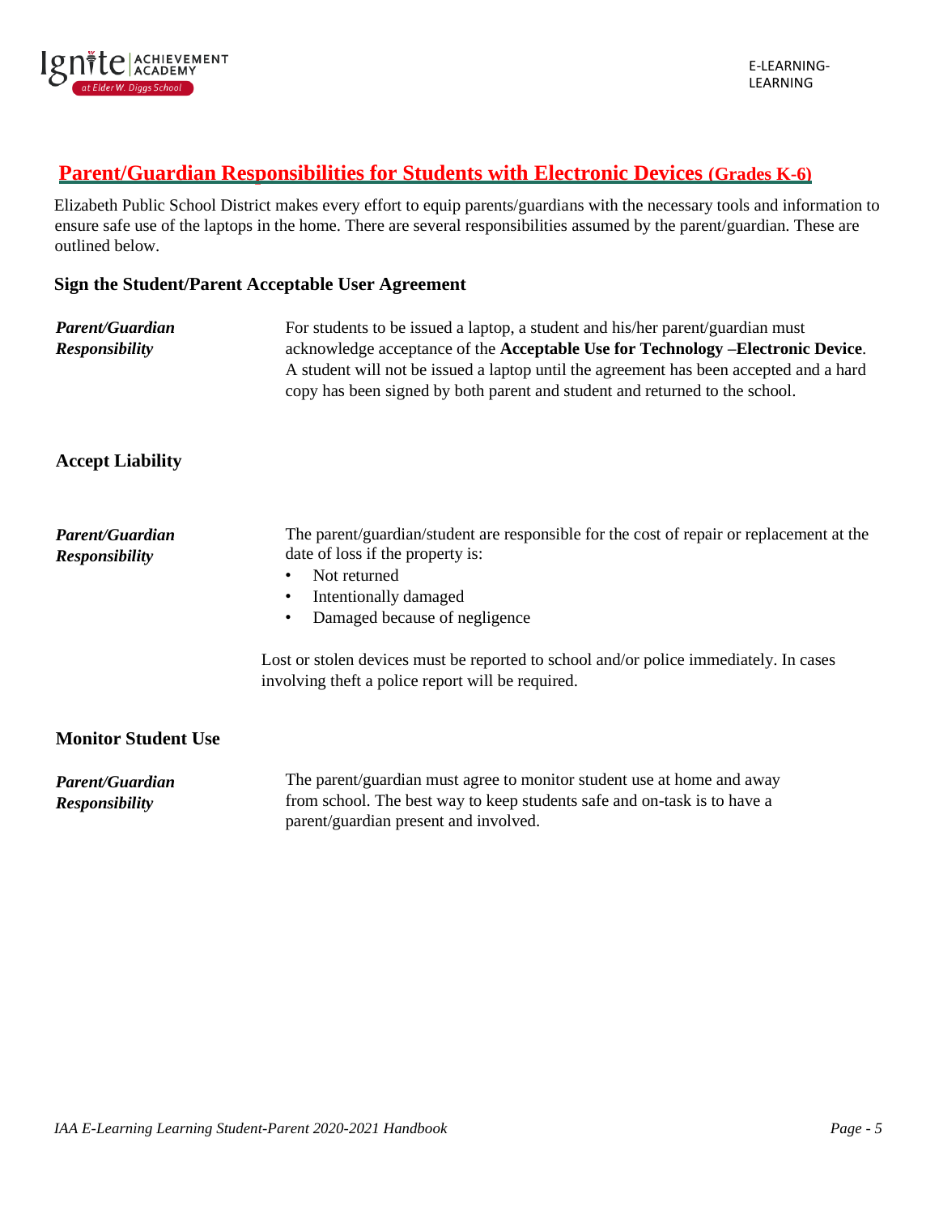## Parent/Guardian Responsibilities for Students with Electronic Devices (Grades K-6)

Elizabeth Public School District makes every effort to equip parents/guardians with the necessary tools and information to ensure safe use of the laptops in the home. There are several responsibilities assumed by the parent/guardian. These are outlined below.

### Sign the Student/Parent Acceptable User Agreement

***Parent/Guardian Responsibility***

For students to be issued a laptop, a student and his/her parent/guardian must acknowledge acceptance of the **Acceptable Use for Technology –Electronic Device**. A student will not be issued a laptop until the agreement has been accepted and a hard copy has been signed by both parent and student and returned to the school.

### Accept Liability

***Parent/Guardian Responsibility***

The parent/guardian/student are responsible for the cost of repair or replacement at the date of loss if the property is:

- Not returned
- Intentionally damaged
- Damaged because of negligence

Lost or stolen devices must be reported to school and/or police immediately. In cases involving theft a police report will be required.

### Monitor Student Use

***Parent/Guardian Responsibility***

The parent/guardian must agree to monitor student use at home and away from school. The best way to keep students safe and on-task is to have a parent/guardian present and involved.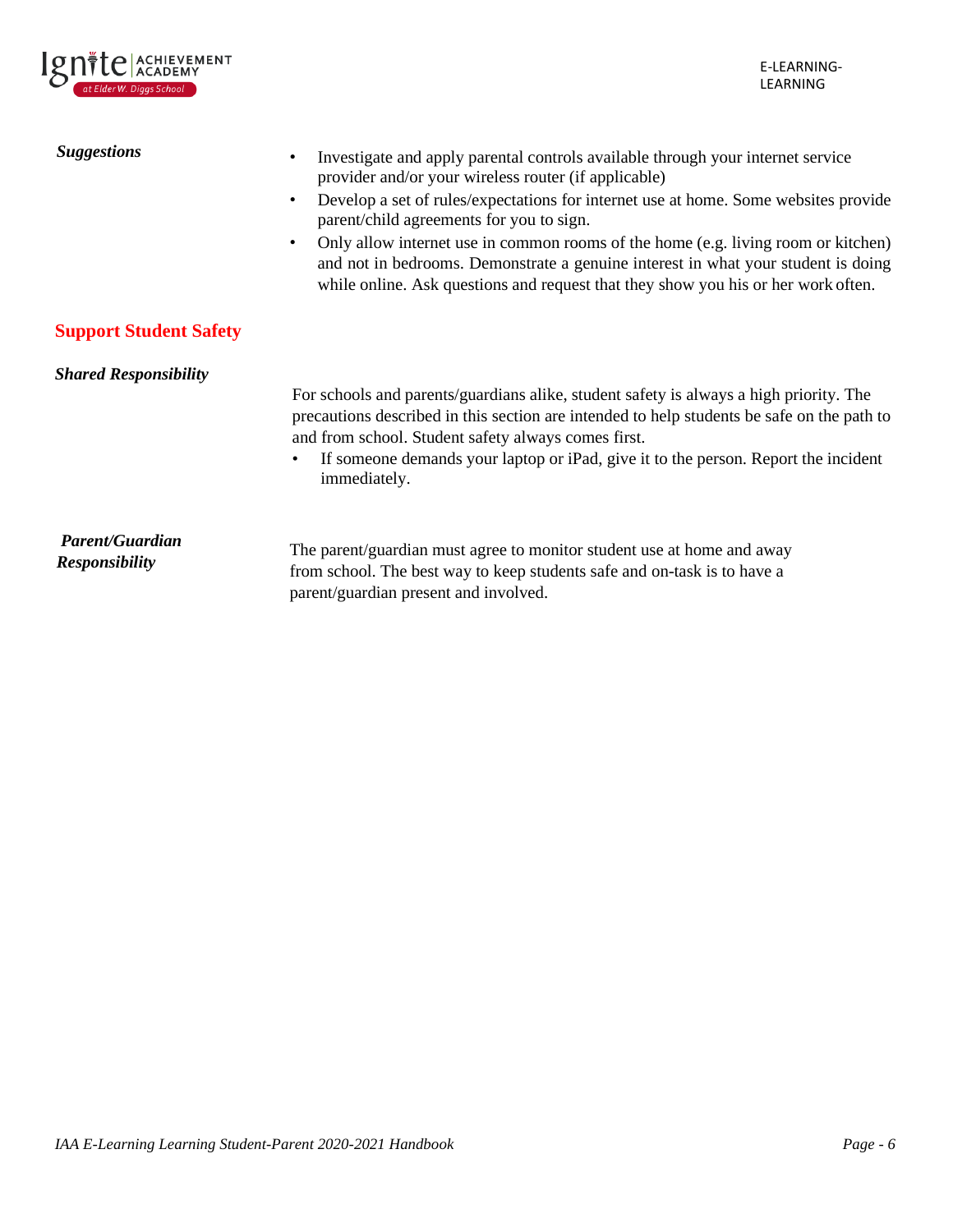***Suggestions***

- Investigate and apply parental controls available through your internet service provider and/or your wireless router (if applicable)
- Develop a set of rules/expectations for internet use at home. Some websites provide parent/child agreements for you to sign.
- Only allow internet use in common rooms of the home (e.g. living room or kitchen) and not in bedrooms. Demonstrate a genuine interest in what your student is doing while online. Ask questions and request that they show you his or her work often.

## Support Student Safety

***Shared Responsibility***

For schools and parents/guardians alike, student safety is always a high priority. The precautions described in this section are intended to help students be safe on the path to and from school. Student safety always comes first.

- If someone demands your laptop or iPad, give it to the person. Report the incident immediately.

***Parent/Guardian Responsibility***

The parent/guardian must agree to monitor student use at home and away from school. The best way to keep students safe and on-task is to have a parent/guardian present and involved.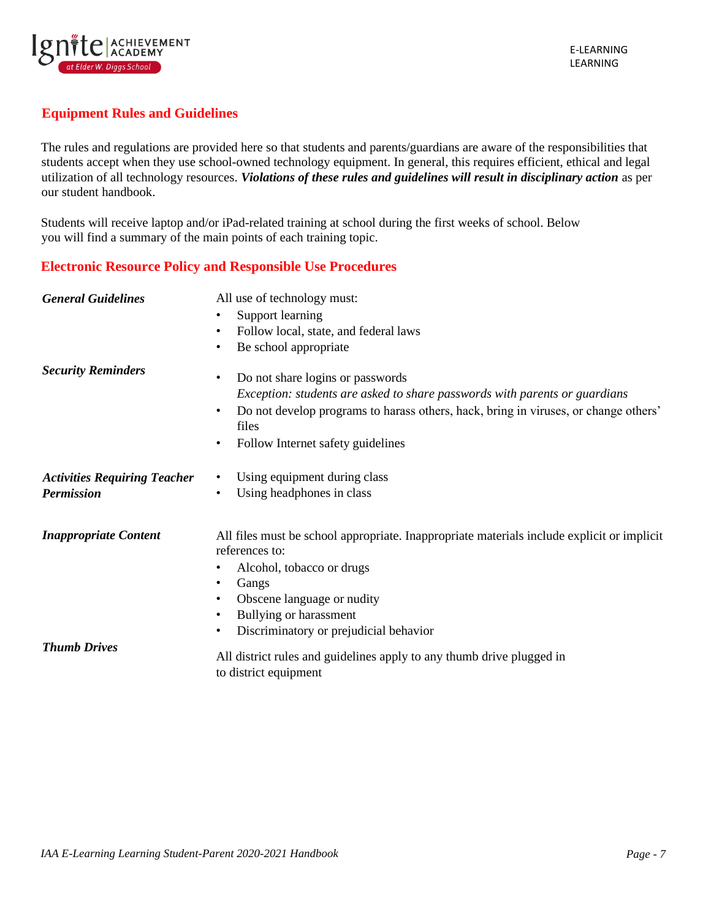## Equipment Rules and Guidelines

The rules and regulations are provided here so that students and parents/guardians are aware of the responsibilities that students accept when they use school-owned technology equipment. In general, this requires efficient, ethical and legal utilization of all technology resources. ***Violations of these rules and guidelines will result in disciplinary action*** as per our student handbook.

Students will receive laptop and/or iPad-related training at school during the first weeks of school. Below you will find a summary of the main points of each training topic.

## Electronic Resource Policy and Responsible Use Procedures

***General Guidelines***

All use of technology must:

- Support learning
- Follow local, state, and federal laws
- Be school appropriate

***Security Reminders***

- Do not share logins or passwords
  *Exception: students are asked to share passwords with parents or guardians*
- Do not develop programs to harass others, hack, bring in viruses, or change others' files
- Follow Internet safety guidelines

***Activities Requiring Teacher Permission***

- Using equipment during class
- Using headphones in class

***Inappropriate Content***

All files must be school appropriate. Inappropriate materials include explicit or implicit references to:

- Alcohol, tobacco or drugs
- Gangs
- Obscene language or nudity
- Bullying or harassment
- Discriminatory or prejudicial behavior

***Thumb Drives***

All district rules and guidelines apply to any thumb drive plugged in to district equipment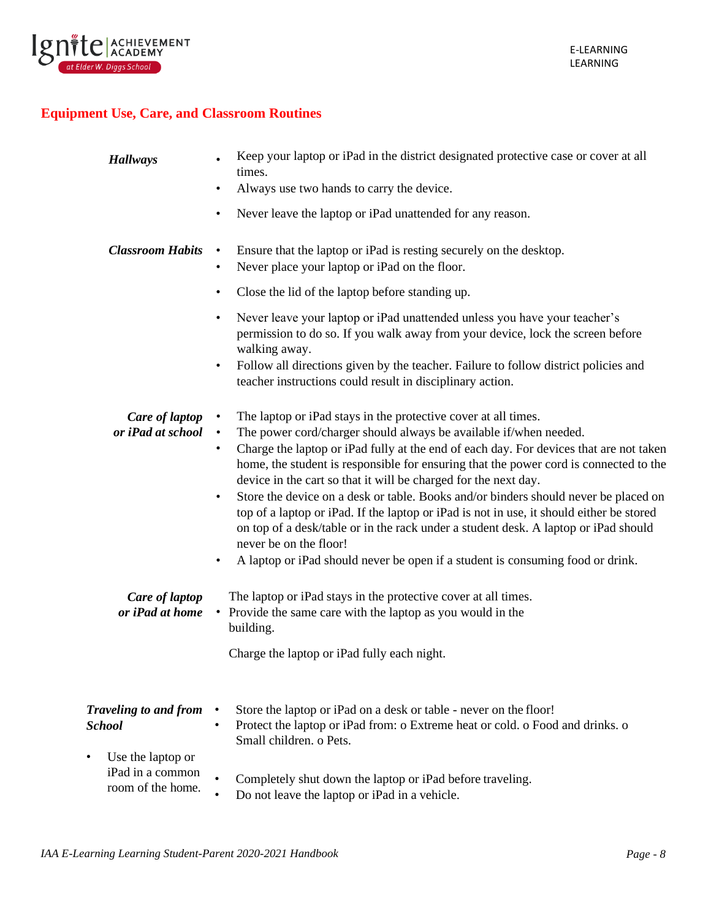## Equipment Use, Care, and Classroom Routines

***Hallways***

- Keep your laptop or iPad in the district designated protective case or cover at all times.
- Always use two hands to carry the device.
- Never leave the laptop or iPad unattended for any reason.

***Classroom Habits***

- Ensure that the laptop or iPad is resting securely on the desktop.
- Never place your laptop or iPad on the floor.
- Close the lid of the laptop before standing up.
- Never leave your laptop or iPad unattended unless you have your teacher's permission to do so. If you walk away from your device, lock the screen before walking away.
- Follow all directions given by the teacher. Failure to follow district policies and teacher instructions could result in disciplinary action.

***Care of laptop or iPad at school***

- The laptop or iPad stays in the protective cover at all times.
- The power cord/charger should always be available if/when needed.
- Charge the laptop or iPad fully at the end of each day. For devices that are not taken home, the student is responsible for ensuring that the power cord is connected to the device in the cart so that it will be charged for the next day.
- Store the device on a desk or table. Books and/or binders should never be placed on top of a laptop or iPad. If the laptop or iPad is not in use, it should either be stored on top of a desk/table or in the rack under a student desk. A laptop or iPad should never be on the floor!
- A laptop or iPad should never be open if a student is consuming food or drink.

***Care of laptop or iPad at home***

The laptop or iPad stays in the protective cover at all times.

- Provide the same care with the laptop as you would in the building.

Charge the laptop or iPad fully each night.

***Traveling to and from School***

- Use the laptop or iPad in a common room of the home.
- Store the laptop or iPad on a desk or table - never on the floor!
- Protect the laptop or iPad from: o Extreme heat or cold. o Food and drinks. o Small children. o Pets.
- Completely shut down the laptop or iPad before traveling.
- Do not leave the laptop or iPad in a vehicle.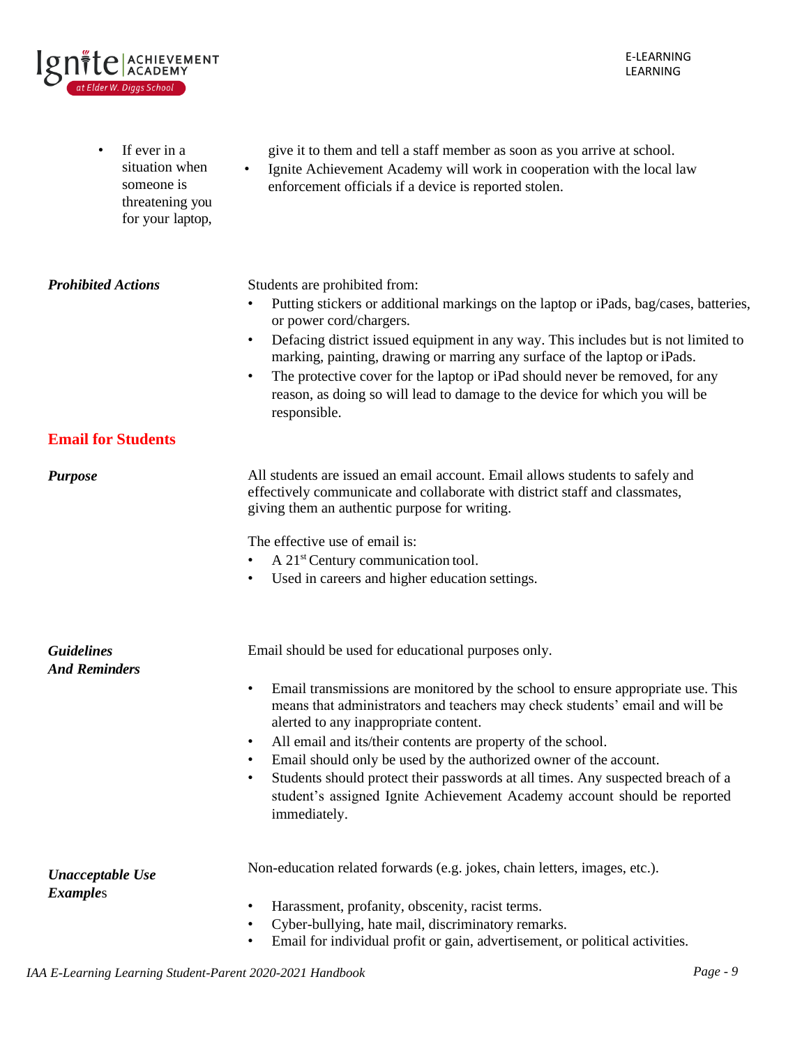- If ever in a situation when someone is threatening you for your laptop, give it to them and tell a staff member as soon as you arrive at school.
- Ignite Achievement Academy will work in cooperation with the local law enforcement officials if a device is reported stolen.

***Prohibited Actions***

Students are prohibited from:

- Putting stickers or additional markings on the laptop or iPads, bag/cases, batteries, or power cord/chargers.
- Defacing district issued equipment in any way. This includes but is not limited to marking, painting, drawing or marring any surface of the laptop or iPads.
- The protective cover for the laptop or iPad should never be removed, for any reason, as doing so will lead to damage to the device for which you will be responsible.

## Email for Students

***Purpose***

All students are issued an email account. Email allows students to safely and effectively communicate and collaborate with district staff and classmates, giving them an authentic purpose for writing.

The effective use of email is:

- A 21st Century communication tool.
- Used in careers and higher education settings.

***Guidelines And Reminders***

Email should be used for educational purposes only.

- Email transmissions are monitored by the school to ensure appropriate use. This means that administrators and teachers may check students' email and will be alerted to any inappropriate content.
- All email and its/their contents are property of the school.
- Email should only be used by the authorized owner of the account.
- Students should protect their passwords at all times. Any suspected breach of a student's assigned Ignite Achievement Academy account should be reported immediately.

***Unacceptable Use Examples***

Non-education related forwards (e.g. jokes, chain letters, images, etc.).

- Harassment, profanity, obscenity, racist terms.
- Cyber-bullying, hate mail, discriminatory remarks.
- Email for individual profit or gain, advertisement, or political activities.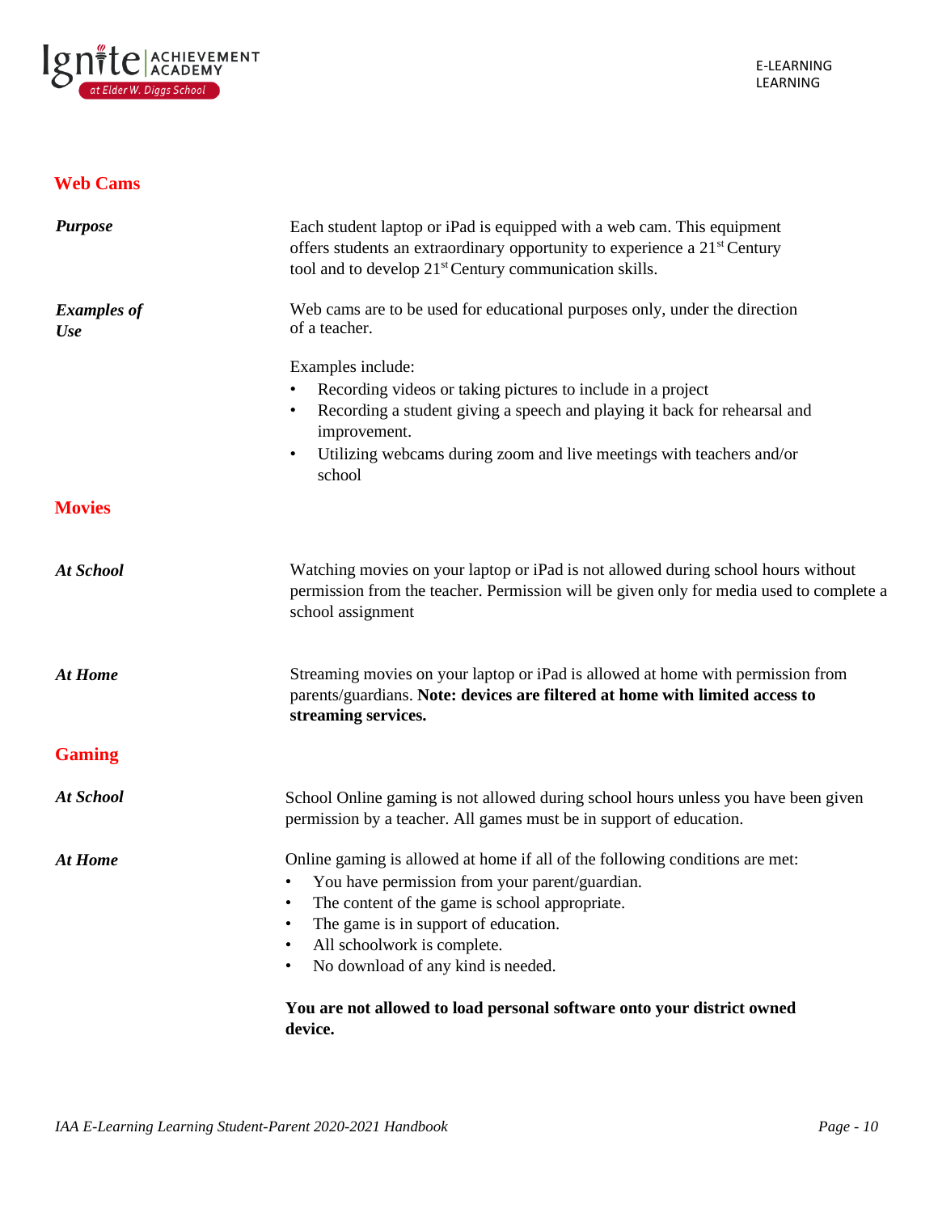## Web Cams

***Purpose***

Each student laptop or iPad is equipped with a web cam. This equipment offers students an extraordinary opportunity to experience a 21st Century tool and to develop 21st Century communication skills.

***Examples of Use***

Web cams are to be used for educational purposes only, under the direction of a teacher.

Examples include:

- Recording videos or taking pictures to include in a project
- Recording a student giving a speech and playing it back for rehearsal and improvement.
- Utilizing webcams during zoom and live meetings with teachers and/or school

## Movies

***At School***

Watching movies on your laptop or iPad is not allowed during school hours without permission from the teacher. Permission will be given only for media used to complete a school assignment

***At Home***

Streaming movies on your laptop or iPad is allowed at home with permission from parents/guardians. **Note: devices are filtered at home with limited access to streaming services.**

## Gaming

***At School***

School Online gaming is not allowed during school hours unless you have been given permission by a teacher. All games must be in support of education.

***At Home***

Online gaming is allowed at home if all of the following conditions are met:

- You have permission from your parent/guardian.
- The content of the game is school appropriate.
- The game is in support of education.
- All schoolwork is complete.
- No download of any kind is needed.

**You are not allowed to load personal software onto your district owned device.**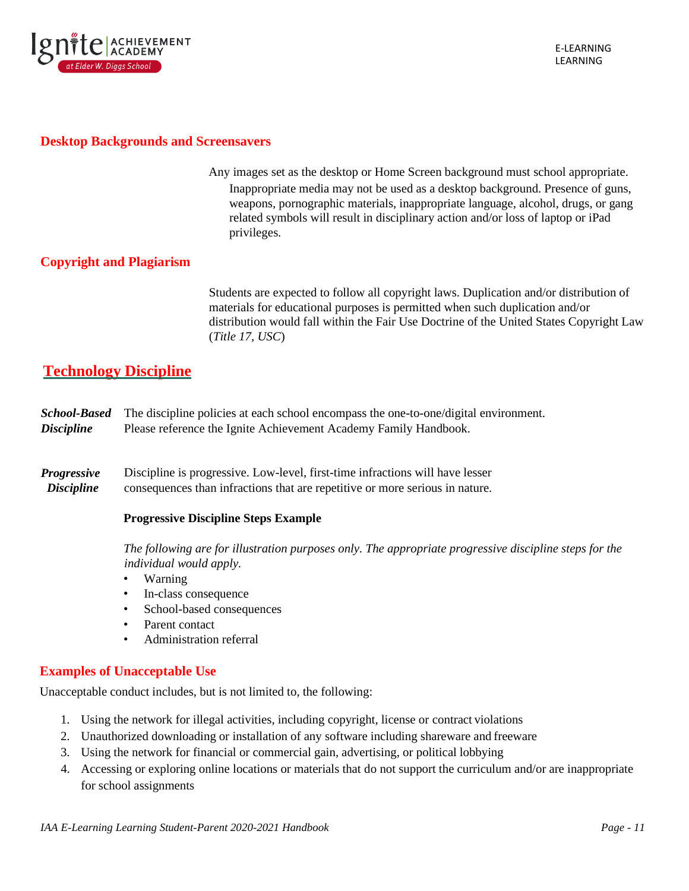## Desktop Backgrounds and Screensavers

Any images set as the desktop or Home Screen background must school appropriate. Inappropriate media may not be used as a desktop background. Presence of guns, weapons, pornographic materials, inappropriate language, alcohol, drugs, or gang related symbols will result in disciplinary action and/or loss of laptop or iPad privileges.

## Copyright and Plagiarism

Students are expected to follow all copyright laws. Duplication and/or distribution of materials for educational purposes is permitted when such duplication and/or distribution would fall within the Fair Use Doctrine of the United States Copyright Law (*Title 17, USC*)

# Technology Discipline

***School-Based Discipline*** The discipline policies at each school encompass the one-to-one/digital environment. Please reference the Ignite Achievement Academy Family Handbook.

***Progressive Discipline*** Discipline is progressive. Low-level, first-time infractions will have lesser consequences than infractions that are repetitive or more serious in nature.

**Progressive Discipline Steps Example**

*The following are for illustration purposes only. The appropriate progressive discipline steps for the individual would apply.*

- Warning
- In-class consequence
- School-based consequences
- Parent contact
- Administration referral

## Examples of Unacceptable Use

Unacceptable conduct includes, but is not limited to, the following:

1. Using the network for illegal activities, including copyright, license or contract violations
2. Unauthorized downloading or installation of any software including shareware and freeware
3. Using the network for financial or commercial gain, advertising, or political lobbying
4. Accessing or exploring online locations or materials that do not support the curriculum and/or are inappropriate for school assignments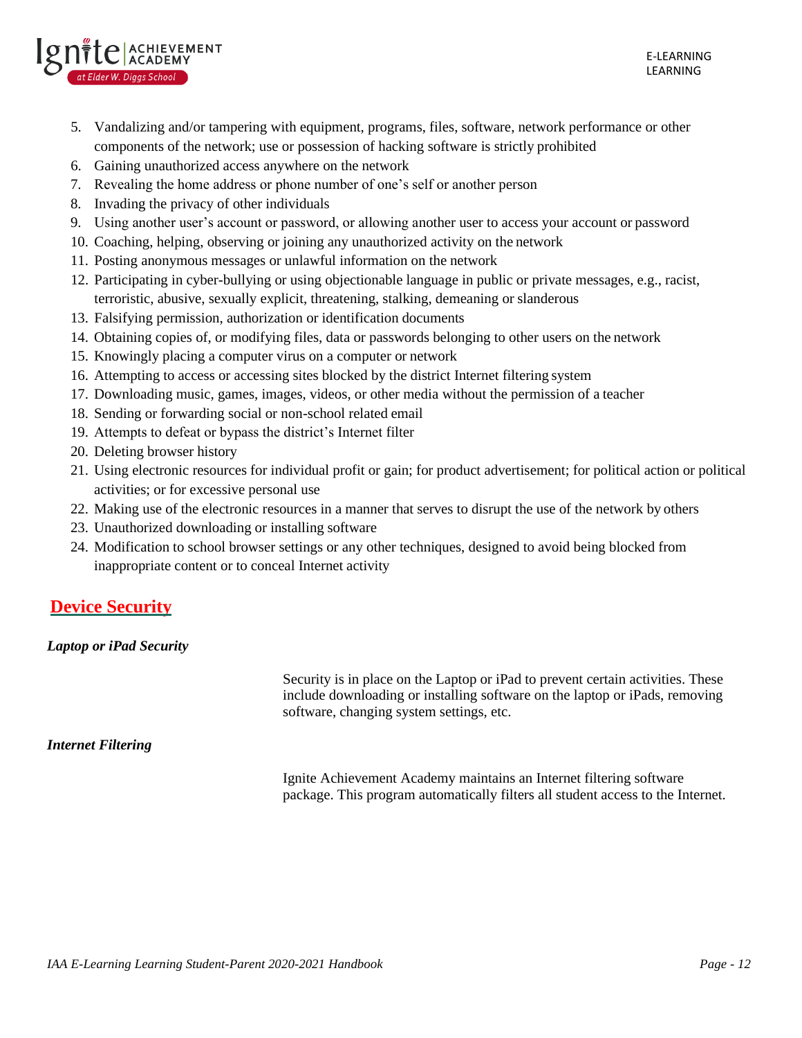5. Vandalizing and/or tampering with equipment, programs, files, software, network performance or other components of the network; use or possession of hacking software is strictly prohibited
6. Gaining unauthorized access anywhere on the network
7. Revealing the home address or phone number of one's self or another person
8. Invading the privacy of other individuals
9. Using another user's account or password, or allowing another user to access your account or password
10. Coaching, helping, observing or joining any unauthorized activity on the network
11. Posting anonymous messages or unlawful information on the network
12. Participating in cyber-bullying or using objectionable language in public or private messages, e.g., racist, terroristic, abusive, sexually explicit, threatening, stalking, demeaning or slanderous
13. Falsifying permission, authorization or identification documents
14. Obtaining copies of, or modifying files, data or passwords belonging to other users on the network
15. Knowingly placing a computer virus on a computer or network
16. Attempting to access or accessing sites blocked by the district Internet filtering system
17. Downloading music, games, images, videos, or other media without the permission of a teacher
18. Sending or forwarding social or non-school related email
19. Attempts to defeat or bypass the district's Internet filter
20. Deleting browser history
21. Using electronic resources for individual profit or gain; for product advertisement; for political action or political activities; or for excessive personal use
22. Making use of the electronic resources in a manner that serves to disrupt the use of the network by others
23. Unauthorized downloading or installing software
24. Modification to school browser settings or any other techniques, designed to avoid being blocked from inappropriate content or to conceal Internet activity

## Device Security

***Laptop or iPad Security***

Security is in place on the Laptop or iPad to prevent certain activities. These include downloading or installing software on the laptop or iPads, removing software, changing system settings, etc.

***Internet Filtering***

Ignite Achievement Academy maintains an Internet filtering software package. This program automatically filters all student access to the Internet.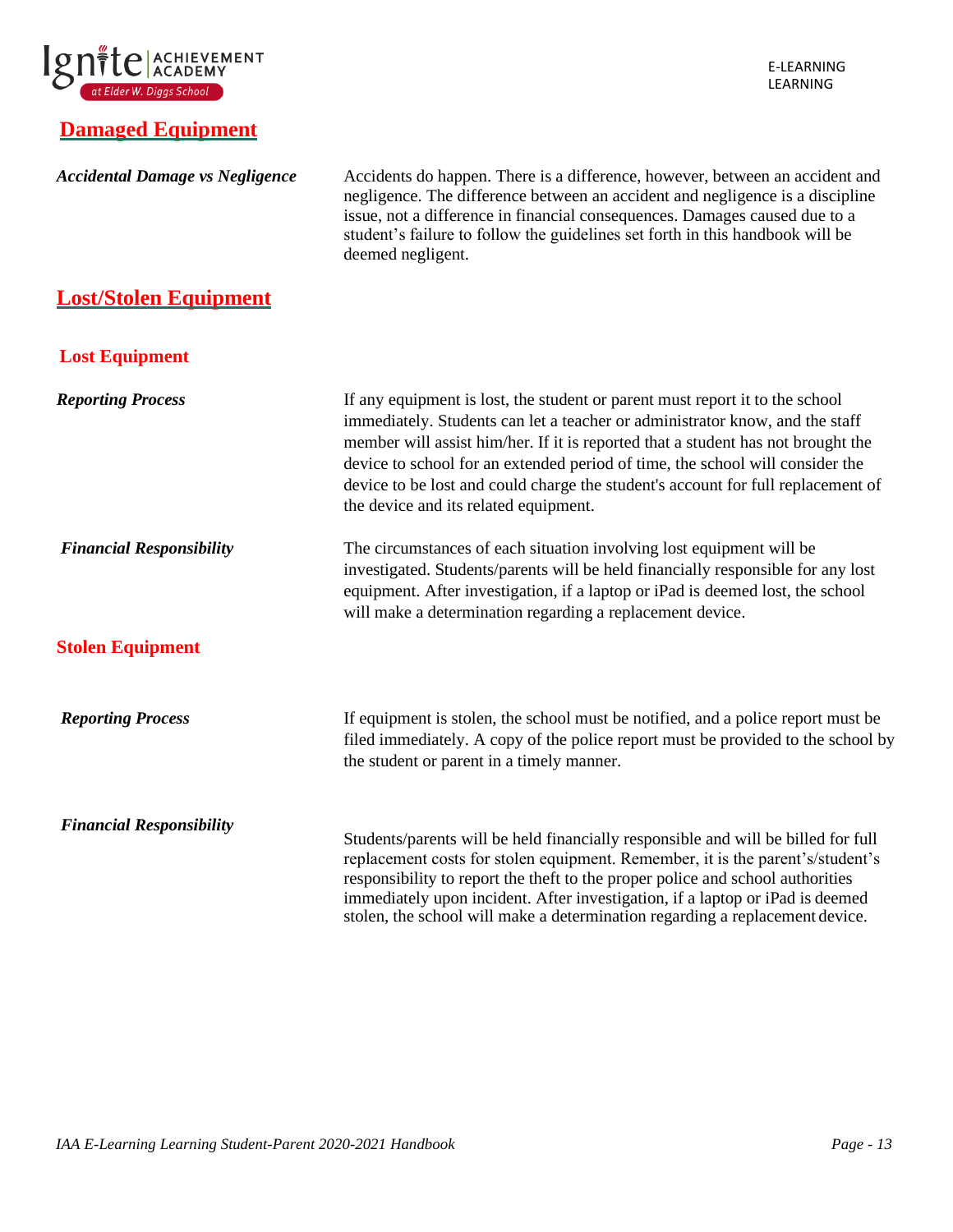## Damaged Equipment

***Accidental Damage vs Negligence***

Accidents do happen. There is a difference, however, between an accident and negligence. The difference between an accident and negligence is a discipline issue, not a difference in financial consequences. Damages caused due to a student's failure to follow the guidelines set forth in this handbook will be deemed negligent.

## Lost/Stolen Equipment

### Lost Equipment

***Reporting Process***

If any equipment is lost, the student or parent must report it to the school immediately. Students can let a teacher or administrator know, and the staff member will assist him/her. If it is reported that a student has not brought the device to school for an extended period of time, the school will consider the device to be lost and could charge the student's account for full replacement of the device and its related equipment.

***Financial Responsibility***

The circumstances of each situation involving lost equipment will be investigated. Students/parents will be held financially responsible for any lost equipment. After investigation, if a laptop or iPad is deemed lost, the school will make a determination regarding a replacement device.

### Stolen Equipment

***Reporting Process***

If equipment is stolen, the school must be notified, and a police report must be filed immediately. A copy of the police report must be provided to the school by the student or parent in a timely manner.

***Financial Responsibility***

Students/parents will be held financially responsible and will be billed for full replacement costs for stolen equipment. Remember, it is the parent's/student's responsibility to report the theft to the proper police and school authorities immediately upon incident. After investigation, if a laptop or iPad is deemed stolen, the school will make a determination regarding a replacement device.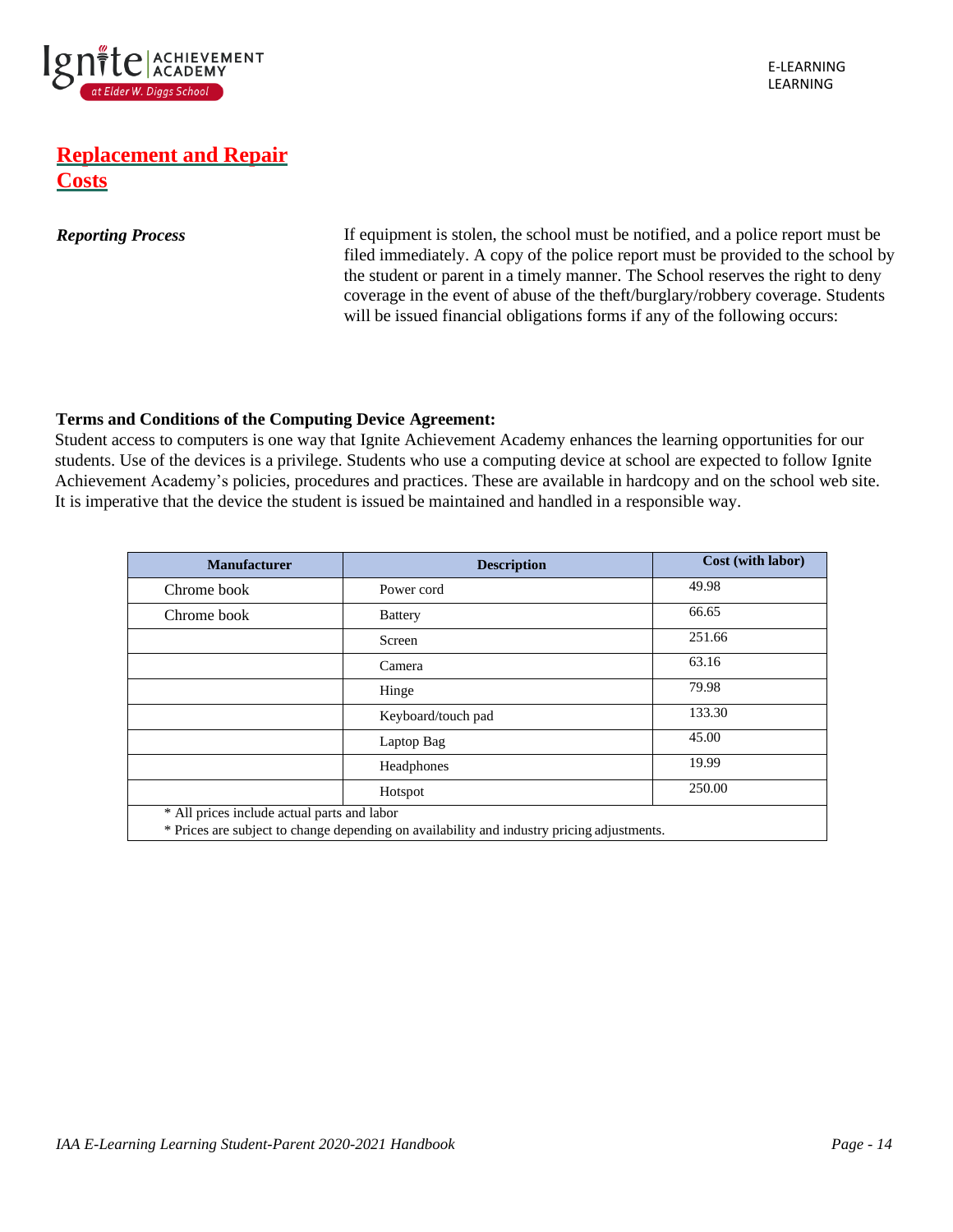# Replacement and Repair Costs

***Reporting Process***

If equipment is stolen, the school must be notified, and a police report must be filed immediately. A copy of the police report must be provided to the school by the student or parent in a timely manner. The School reserves the right to deny coverage in the event of abuse of the theft/burglary/robbery coverage. Students will be issued financial obligations forms if any of the following occurs:

**Terms and Conditions of the Computing Device Agreement:**
Student access to computers is one way that Ignite Achievement Academy enhances the learning opportunities for our students. Use of the devices is a privilege. Students who use a computing device at school are expected to follow Ignite Achievement Academy's policies, procedures and practices. These are available in hardcopy and on the school web site. It is imperative that the device the student is issued be maintained and handled in a responsible way.

| Manufacturer | Description | Cost (with labor) |
|---|---|---|
| Chrome book | Power cord | 49.98 |
| Chrome book | Battery | 66.65 |
| | Screen | 251.66 |
| | Camera | 63.16 |
| | Hinge | 79.98 |
| | Keyboard/touch pad | 133.30 |
| | Laptop Bag | 45.00 |
| | Headphones | 19.99 |
| | Hotspot | 250.00 |

* All prices include actual parts and labor
* Prices are subject to change depending on availability and industry pricing adjustments.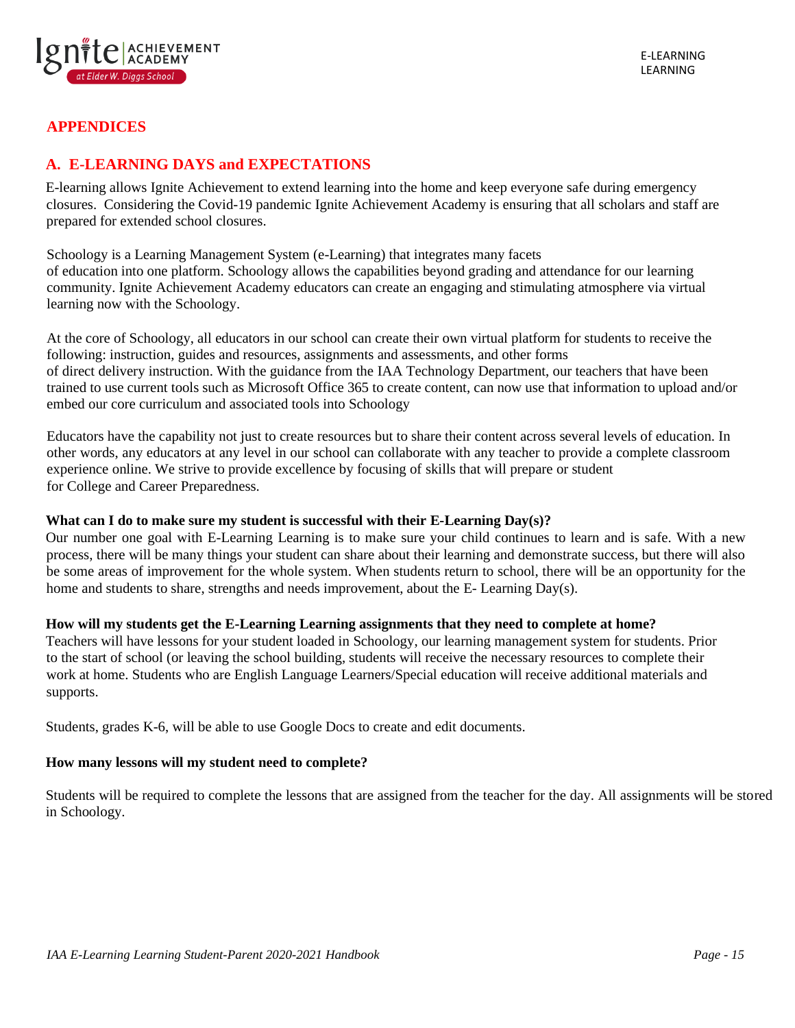# APPENDICES

## A. E-LEARNING DAYS and EXPECTATIONS

E-learning allows Ignite Achievement to extend learning into the home and keep everyone safe during emergency closures. Considering the Covid-19 pandemic Ignite Achievement Academy is ensuring that all scholars and staff are prepared for extended school closures.

Schoology is a Learning Management System (e-Learning) that integrates many facets of education into one platform. Schoology allows the capabilities beyond grading and attendance for our learning community. Ignite Achievement Academy educators can create an engaging and stimulating atmosphere via virtual learning now with the Schoology.

At the core of Schoology, all educators in our school can create their own virtual platform for students to receive the following: instruction, guides and resources, assignments and assessments, and other forms of direct delivery instruction. With the guidance from the IAA Technology Department, our teachers that have been trained to use current tools such as Microsoft Office 365 to create content, can now use that information to upload and/or embed our core curriculum and associated tools into Schoology

Educators have the capability not just to create resources but to share their content across several levels of education. In other words, any educators at any level in our school can collaborate with any teacher to provide a complete classroom experience online. We strive to provide excellence by focusing of skills that will prepare or student for College and Career Preparedness.

**What can I do to make sure my student is successful with their E-Learning Day(s)?**

Our number one goal with E-Learning Learning is to make sure your child continues to learn and is safe. With a new process, there will be many things your student can share about their learning and demonstrate success, but there will also be some areas of improvement for the whole system. When students return to school, there will be an opportunity for the home and students to share, strengths and needs improvement, about the E- Learning Day(s).

**How will my students get the E-Learning Learning assignments that they need to complete at home?**

Teachers will have lessons for your student loaded in Schoology, our learning management system for students. Prior to the start of school (or leaving the school building, students will receive the necessary resources to complete their work at home. Students who are English Language Learners/Special education will receive additional materials and supports.

Students, grades K-6, will be able to use Google Docs to create and edit documents.

**How many lessons will my student need to complete?**

Students will be required to complete the lessons that are assigned from the teacher for the day. All assignments will be stored in Schoology.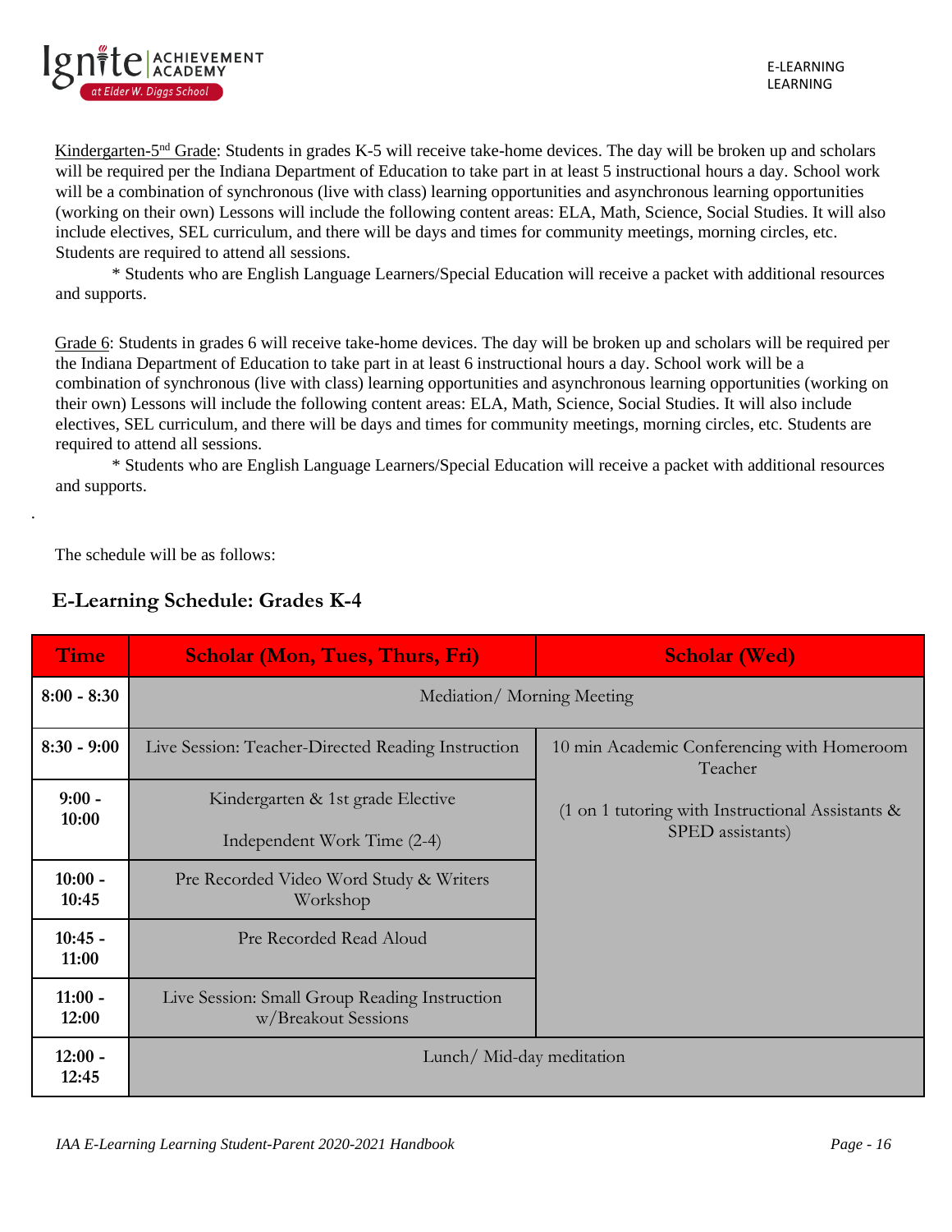Kindergarten-5[nd] Grade: Students in grades K-5 will receive take-home devices. The day will be broken up and scholars will be required per the Indiana Department of Education to take part in at least 5 instructional hours a day. School work will be a combination of synchronous (live with class) learning opportunities and asynchronous learning opportunities (working on their own) Lessons will include the following content areas: ELA, Math, Science, Social Studies. It will also include electives, SEL curriculum, and there will be days and times for community meetings, morning circles, etc. Students are required to attend all sessions.

\* Students who are English Language Learners/Special Education will receive a packet with additional resources and supports.

Grade 6: Students in grades 6 will receive take-home devices. The day will be broken up and scholars will be required per the Indiana Department of Education to take part in at least 6 instructional hours a day. School work will be a combination of synchronous (live with class) learning opportunities and asynchronous learning opportunities (working on their own) Lessons will include the following content areas: ELA, Math, Science, Social Studies. It will also include electives, SEL curriculum, and there will be days and times for community meetings, morning circles, etc. Students are required to attend all sessions.

\* Students who are English Language Learners/Special Education will receive a packet with additional resources and supports.

.

The schedule will be as follows:

## E-Learning Schedule: Grades K-4

| Time | Scholar (Mon, Tues, Thurs, Fri) | Scholar (Wed) |
|---|---|---|
| 8:00 - 8:30 | Mediation/ Morning Meeting | |
| 8:30 - 9:00 | Live Session: Teacher-Directed Reading Instruction | 10 min Academic Conferencing with Homeroom Teacher<br><br>(1 on 1 tutoring with Instructional Assistants & SPED assistants) |
| 9:00 - 10:00 | Kindergarten & 1st grade Elective<br><br>Independent Work Time (2-4) | |
| 10:00 - 10:45 | Pre Recorded Video Word Study & Writers Workshop | |
| 10:45 - 11:00 | Pre Recorded Read Aloud | |
| 11:00 - 12:00 | Live Session: Small Group Reading Instruction w/Breakout Sessions | |
| 12:00 - 12:45 | Lunch/ Mid-day meditation | |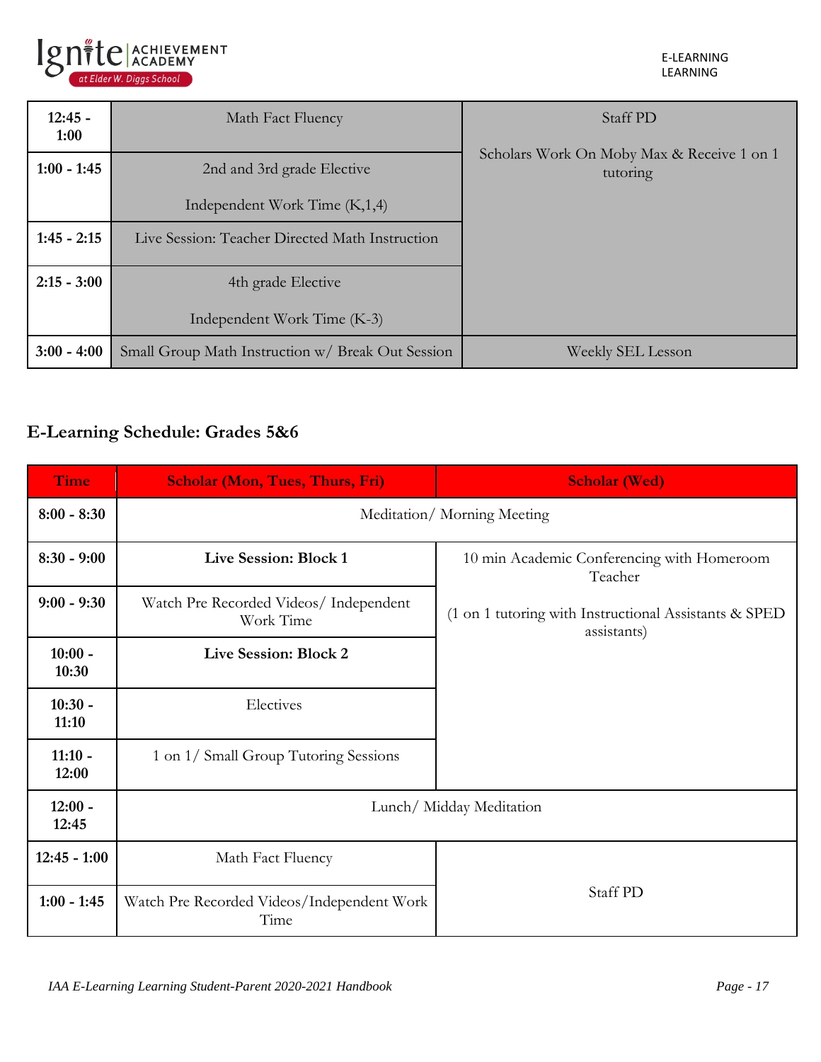| | | |
|---|---|---|
| 12:45 - 1:00 | Math Fact Fluency | Staff PD<br><br>Scholars Work On Moby Max & Receive 1 on 1 tutoring |
| 1:00 - 1:45 | 2nd and 3rd grade Elective<br><br>Independent Work Time (K,1,4) | |
| 1:45 - 2:15 | Live Session: Teacher Directed Math Instruction | |
| 2:15 - 3:00 | 4th grade Elective<br><br>Independent Work Time (K-3) | |
| 3:00 - 4:00 | Small Group Math Instruction w/ Break Out Session | Weekly SEL Lesson |

## E-Learning Schedule: Grades 5&6

| Time | Scholar (Mon, Tues, Thurs, Fri) | Scholar (Wed) |
|---|---|---|
| 8:00 - 8:30 | Meditation/ Morning Meeting | |
| 8:30 - 9:00 | **Live Session: Block 1** | 10 min Academic Conferencing with Homeroom Teacher<br><br>(1 on 1 tutoring with Instructional Assistants & SPED assistants) |
| 9:00 - 9:30 | Watch Pre Recorded Videos/ Independent Work Time | |
| 10:00 - 10:30 | **Live Session: Block 2** | |
| 10:30 - 11:10 | Electives | |
| 11:10 - 12:00 | 1 on 1/ Small Group Tutoring Sessions | |
| 12:00 - 12:45 | Lunch/ Midday Meditation | |
| 12:45 - 1:00 | Math Fact Fluency | Staff PD |
| 1:00 - 1:45 | Watch Pre Recorded Videos/Independent Work Time | |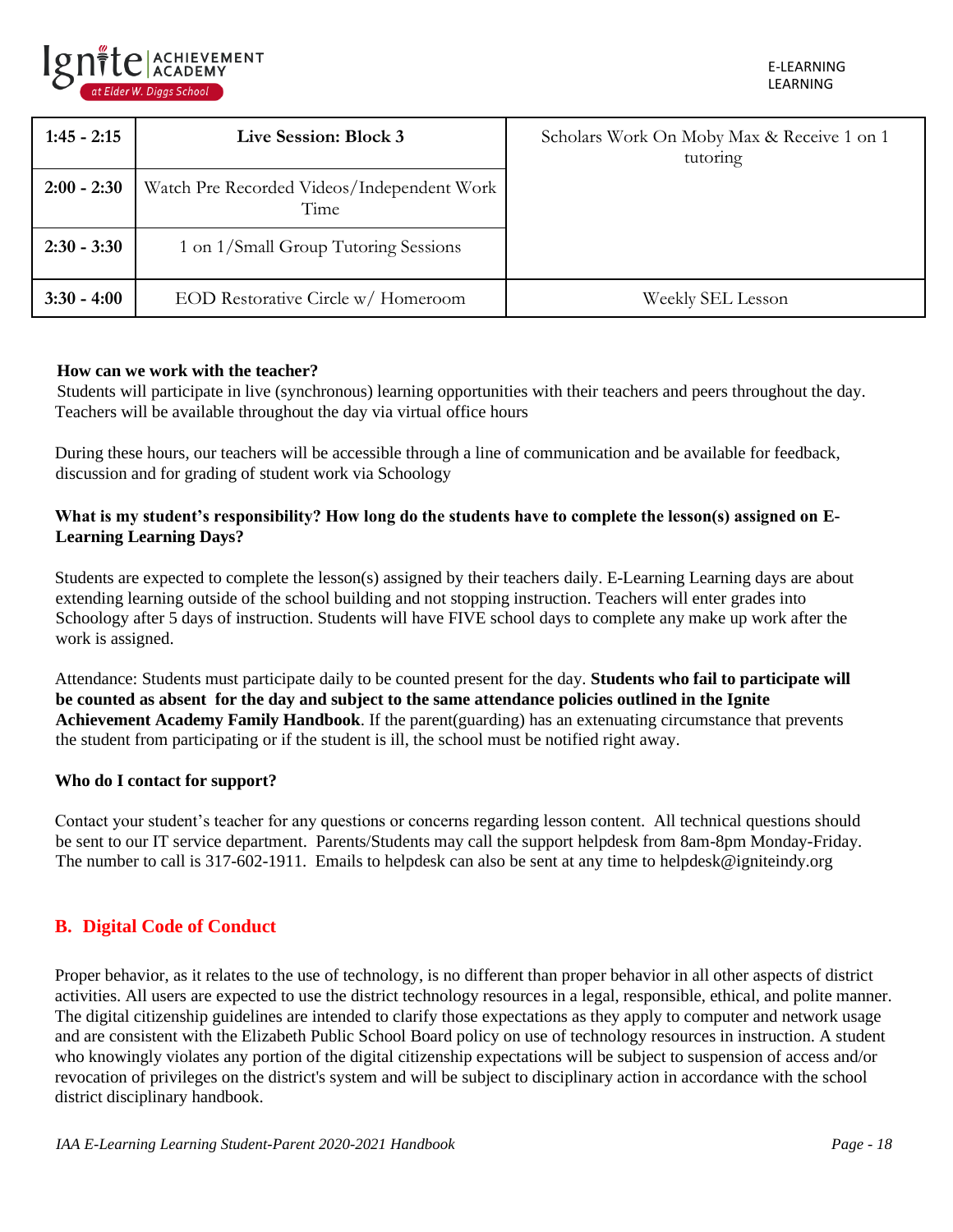| 1:45 - 2:15 | Live Session: Block 3 | Scholars Work On Moby Max & Receive 1 on 1 tutoring |
|---|---|---|
| 2:00 - 2:30 | Watch Pre Recorded Videos/Independent Work Time | |
| 2:30 - 3:30 | 1 on 1/Small Group Tutoring Sessions | |
| 3:30 - 4:00 | EOD Restorative Circle w/ Homeroom | Weekly SEL Lesson |

**How can we work with the teacher?**

Students will participate in live (synchronous) learning opportunities with their teachers and peers throughout the day. Teachers will be available throughout the day via virtual office hours

During these hours, our teachers will be accessible through a line of communication and be available for feedback, discussion and for grading of student work via Schoology

**What is my student's responsibility? How long do the students have to complete the lesson(s) assigned on E-Learning Learning Days?**

Students are expected to complete the lesson(s) assigned by their teachers daily. E-Learning Learning days are about extending learning outside of the school building and not stopping instruction. Teachers will enter grades into Schoology after 5 days of instruction. Students will have FIVE school days to complete any make up work after the work is assigned.

Attendance: Students must participate daily to be counted present for the day. **Students who fail to participate will be counted as absent for the day and subject to the same attendance policies outlined in the Ignite Achievement Academy Family Handbook**. If the parent(guarding) has an extenuating circumstance that prevents the student from participating or if the student is ill, the school must be notified right away.

**Who do I contact for support?**

Contact your student's teacher for any questions or concerns regarding lesson content. All technical questions should be sent to our IT service department. Parents/Students may call the support helpdesk from 8am-8pm Monday-Friday. The number to call is 317-602-1911. Emails to helpdesk can also be sent at any time to helpdesk@igniteindy.org

## B. Digital Code of Conduct

Proper behavior, as it relates to the use of technology, is no different than proper behavior in all other aspects of district activities. All users are expected to use the district technology resources in a legal, responsible, ethical, and polite manner. The digital citizenship guidelines are intended to clarify those expectations as they apply to computer and network usage and are consistent with the Elizabeth Public School Board policy on use of technology resources in instruction. A student who knowingly violates any portion of the digital citizenship expectations will be subject to suspension of access and/or revocation of privileges on the district's system and will be subject to disciplinary action in accordance with the school district disciplinary handbook.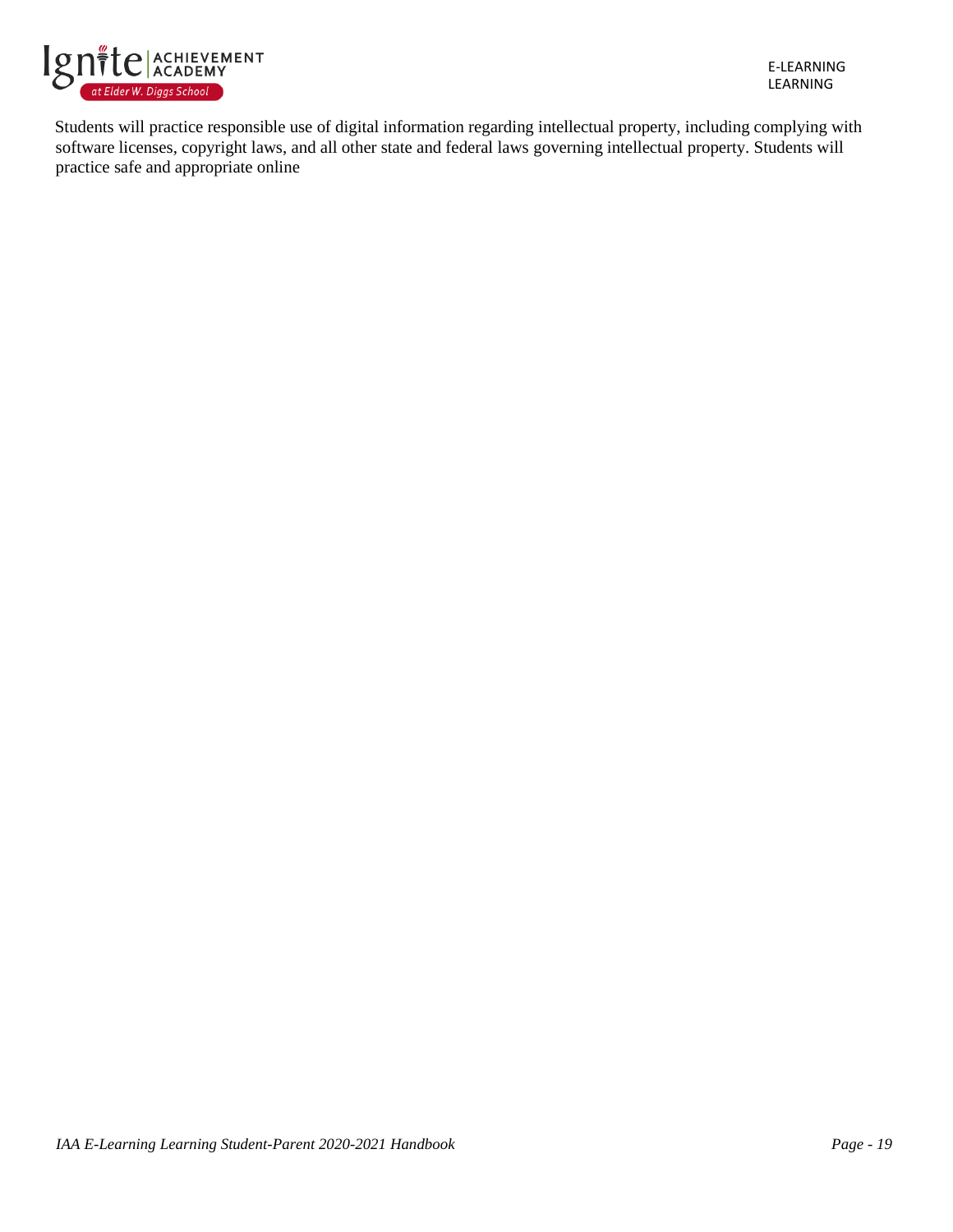Students will practice responsible use of digital information regarding intellectual property, including complying with software licenses, copyright laws, and all other state and federal laws governing intellectual property. Students will practice safe and appropriate online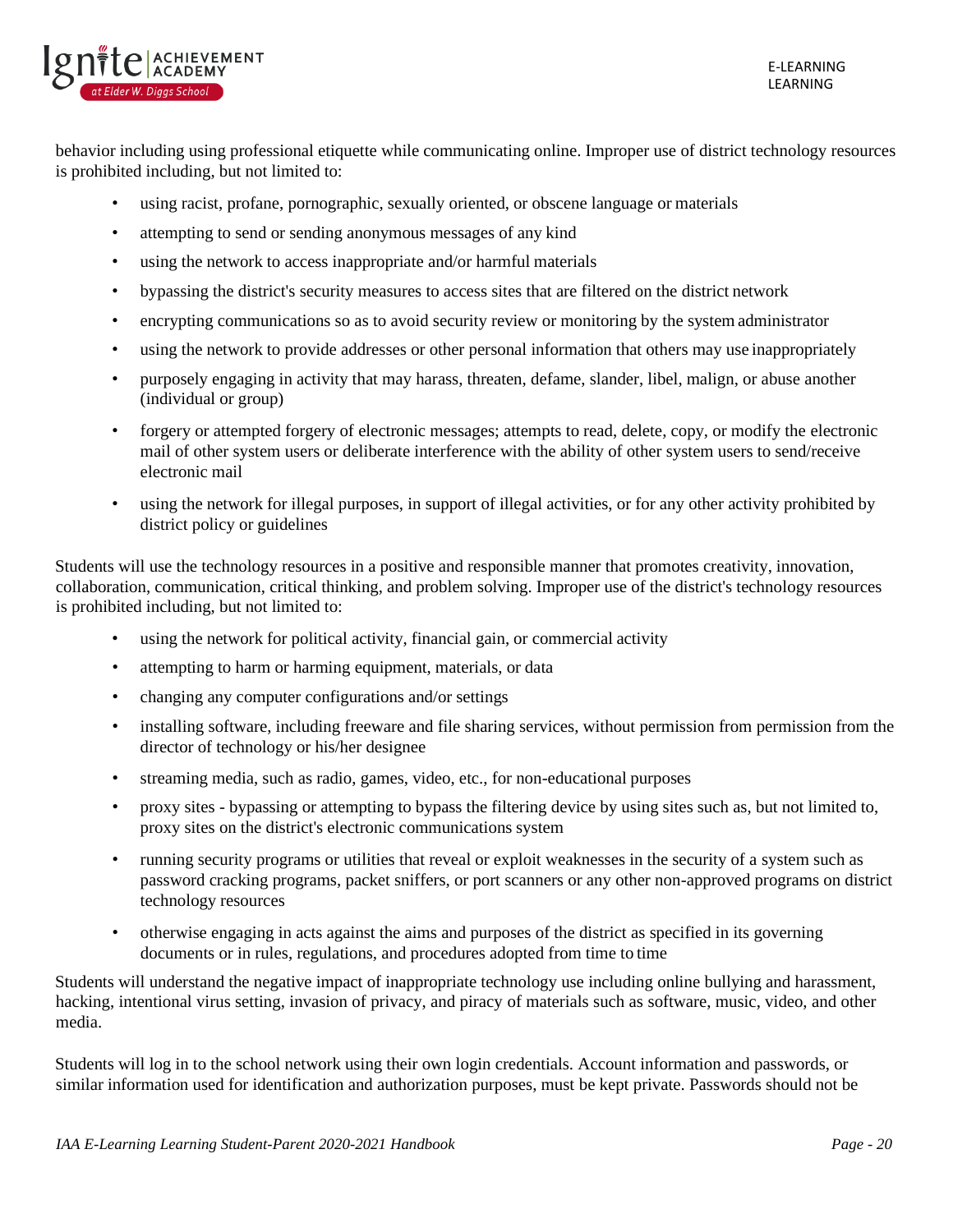behavior including using professional etiquette while communicating online. Improper use of district technology resources is prohibited including, but not limited to:

- using racist, profane, pornographic, sexually oriented, or obscene language or materials
- attempting to send or sending anonymous messages of any kind
- using the network to access inappropriate and/or harmful materials
- bypassing the district's security measures to access sites that are filtered on the district network
- encrypting communications so as to avoid security review or monitoring by the system administrator
- using the network to provide addresses or other personal information that others may use inappropriately
- purposely engaging in activity that may harass, threaten, defame, slander, libel, malign, or abuse another (individual or group)
- forgery or attempted forgery of electronic messages; attempts to read, delete, copy, or modify the electronic mail of other system users or deliberate interference with the ability of other system users to send/receive electronic mail
- using the network for illegal purposes, in support of illegal activities, or for any other activity prohibited by district policy or guidelines

Students will use the technology resources in a positive and responsible manner that promotes creativity, innovation, collaboration, communication, critical thinking, and problem solving. Improper use of the district's technology resources is prohibited including, but not limited to:

- using the network for political activity, financial gain, or commercial activity
- attempting to harm or harming equipment, materials, or data
- changing any computer configurations and/or settings
- installing software, including freeware and file sharing services, without permission from permission from the director of technology or his/her designee
- streaming media, such as radio, games, video, etc., for non-educational purposes
- proxy sites - bypassing or attempting to bypass the filtering device by using sites such as, but not limited to, proxy sites on the district's electronic communications system
- running security programs or utilities that reveal or exploit weaknesses in the security of a system such as password cracking programs, packet sniffers, or port scanners or any other non-approved programs on district technology resources
- otherwise engaging in acts against the aims and purposes of the district as specified in its governing documents or in rules, regulations, and procedures adopted from time to time

Students will understand the negative impact of inappropriate technology use including online bullying and harassment, hacking, intentional virus setting, invasion of privacy, and piracy of materials such as software, music, video, and other media.

Students will log in to the school network using their own login credentials. Account information and passwords, or similar information used for identification and authorization purposes, must be kept private. Passwords should not be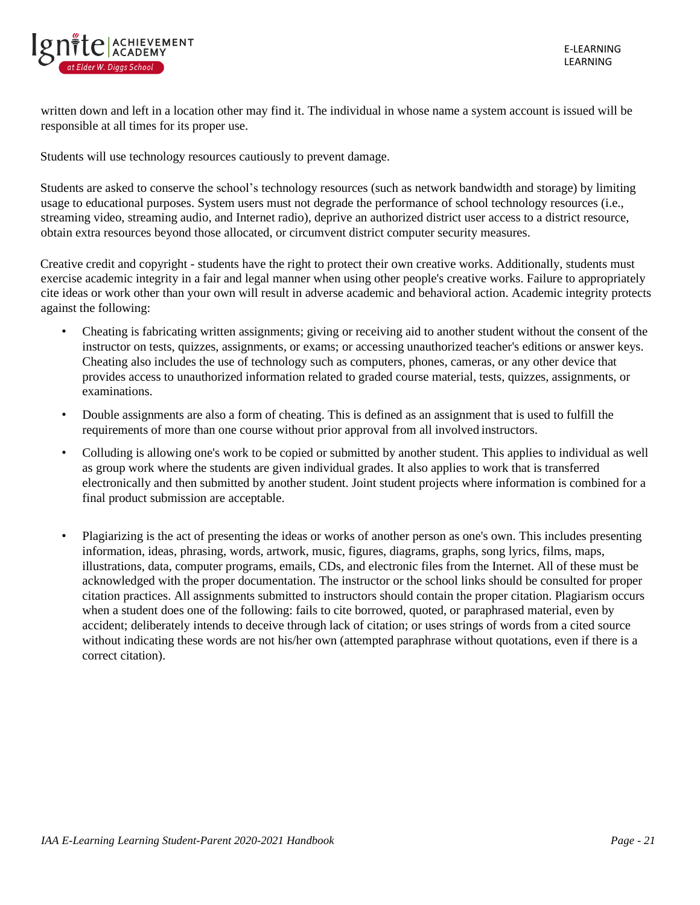written down and left in a location other may find it. The individual in whose name a system account is issued will be responsible at all times for its proper use.

Students will use technology resources cautiously to prevent damage.

Students are asked to conserve the school's technology resources (such as network bandwidth and storage) by limiting usage to educational purposes. System users must not degrade the performance of school technology resources (i.e., streaming video, streaming audio, and Internet radio), deprive an authorized district user access to a district resource, obtain extra resources beyond those allocated, or circumvent district computer security measures.

Creative credit and copyright - students have the right to protect their own creative works. Additionally, students must exercise academic integrity in a fair and legal manner when using other people's creative works. Failure to appropriately cite ideas or work other than your own will result in adverse academic and behavioral action. Academic integrity protects against the following:

- Cheating is fabricating written assignments; giving or receiving aid to another student without the consent of the instructor on tests, quizzes, assignments, or exams; or accessing unauthorized teacher's editions or answer keys. Cheating also includes the use of technology such as computers, phones, cameras, or any other device that provides access to unauthorized information related to graded course material, tests, quizzes, assignments, or examinations.
- Double assignments are also a form of cheating. This is defined as an assignment that is used to fulfill the requirements of more than one course without prior approval from all involved instructors.
- Colluding is allowing one's work to be copied or submitted by another student. This applies to individual as well as group work where the students are given individual grades. It also applies to work that is transferred electronically and then submitted by another student. Joint student projects where information is combined for a final product submission are acceptable.
- Plagiarizing is the act of presenting the ideas or works of another person as one's own. This includes presenting information, ideas, phrasing, words, artwork, music, figures, diagrams, graphs, song lyrics, films, maps, illustrations, data, computer programs, emails, CDs, and electronic files from the Internet. All of these must be acknowledged with the proper documentation. The instructor or the school links should be consulted for proper citation practices. All assignments submitted to instructors should contain the proper citation. Plagiarism occurs when a student does one of the following: fails to cite borrowed, quoted, or paraphrased material, even by accident; deliberately intends to deceive through lack of citation; or uses strings of words from a cited source without indicating these words are not his/her own (attempted paraphrase without quotations, even if there is a correct citation).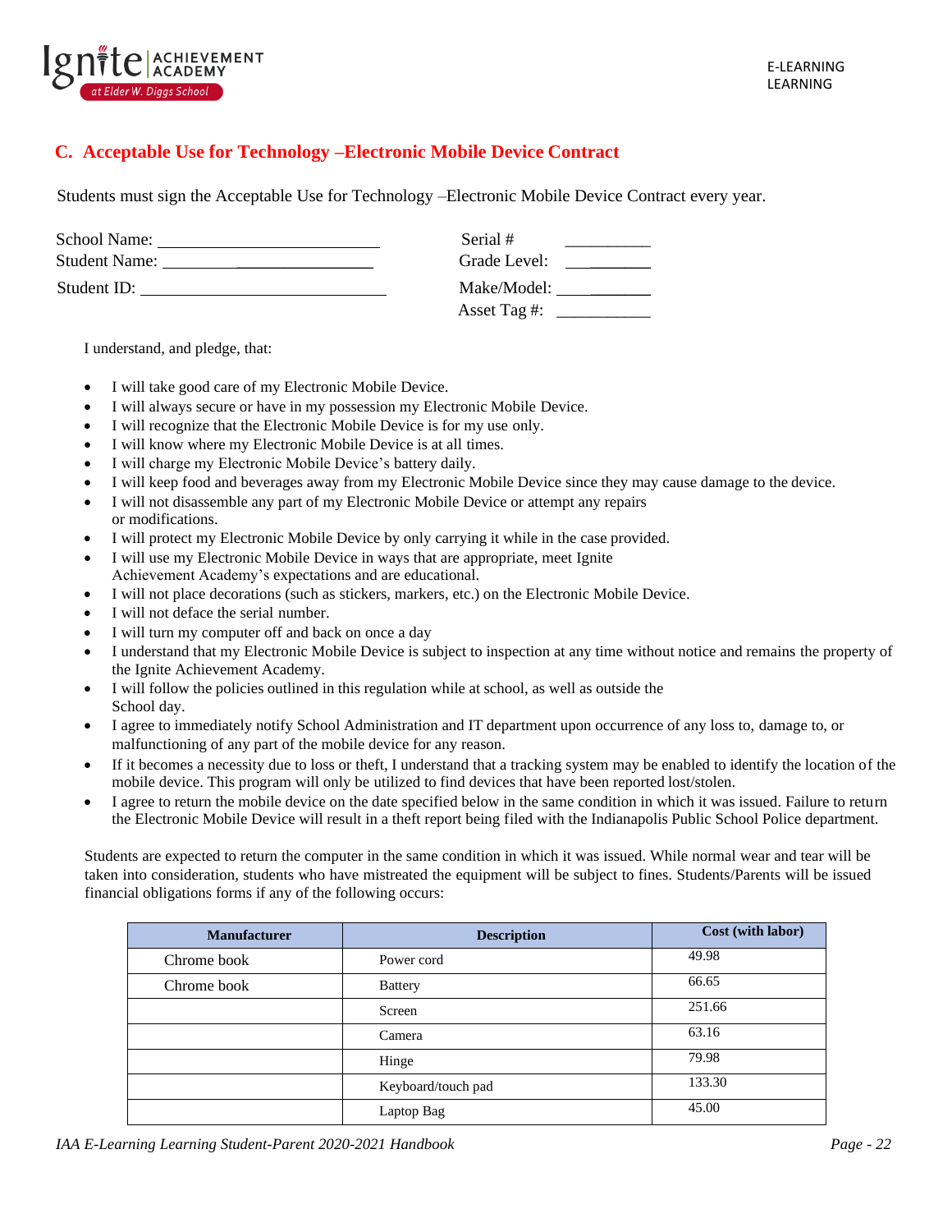## C. Acceptable Use for Technology –Electronic Mobile Device Contract

Students must sign the Acceptable Use for Technology –Electronic Mobile Device Contract every year.

School Name: ______________________________ Serial # __________

Student Name: ______________________________ Grade Level: __________

Student ID: ______________________________ Make/Model: __________

Asset Tag #: __________

I understand, and pledge, that:

- I will take good care of my Electronic Mobile Device.
- I will always secure or have in my possession my Electronic Mobile Device.
- I will recognize that the Electronic Mobile Device is for my use only.
- I will know where my Electronic Mobile Device is at all times.
- I will charge my Electronic Mobile Device's battery daily.
- I will keep food and beverages away from my Electronic Mobile Device since they may cause damage to the device.
- I will not disassemble any part of my Electronic Mobile Device or attempt any repairs or modifications.
- I will protect my Electronic Mobile Device by only carrying it while in the case provided.
- I will use my Electronic Mobile Device in ways that are appropriate, meet Ignite Achievement Academy's expectations and are educational.
- I will not place decorations (such as stickers, markers, etc.) on the Electronic Mobile Device.
- I will not deface the serial number.
- I will turn my computer off and back on once a day
- I understand that my Electronic Mobile Device is subject to inspection at any time without notice and remains the property of the Ignite Achievement Academy.
- I will follow the policies outlined in this regulation while at school, as well as outside the School day.
- I agree to immediately notify School Administration and IT department upon occurrence of any loss to, damage to, or malfunctioning of any part of the mobile device for any reason.
- If it becomes a necessity due to loss or theft, I understand that a tracking system may be enabled to identify the location of the mobile device. This program will only be utilized to find devices that have been reported lost/stolen.
- I agree to return the mobile device on the date specified below in the same condition in which it was issued. Failure to return the Electronic Mobile Device will result in a theft report being filed with the Indianapolis Public School Police department.

Students are expected to return the computer in the same condition in which it was issued. While normal wear and tear will be taken into consideration, students who have mistreated the equipment will be subject to fines. Students/Parents will be issued financial obligations forms if any of the following occurs:

| Manufacturer | Description | Cost (with labor) |
|---|---|---|
| Chrome book | Power cord | 49.98 |
| Chrome book | Battery | 66.65 |
| | Screen | 251.66 |
| | Camera | 63.16 |
| | Hinge | 79.98 |
| | Keyboard/touch pad | 133.30 |
| | Laptop Bag | 45.00 |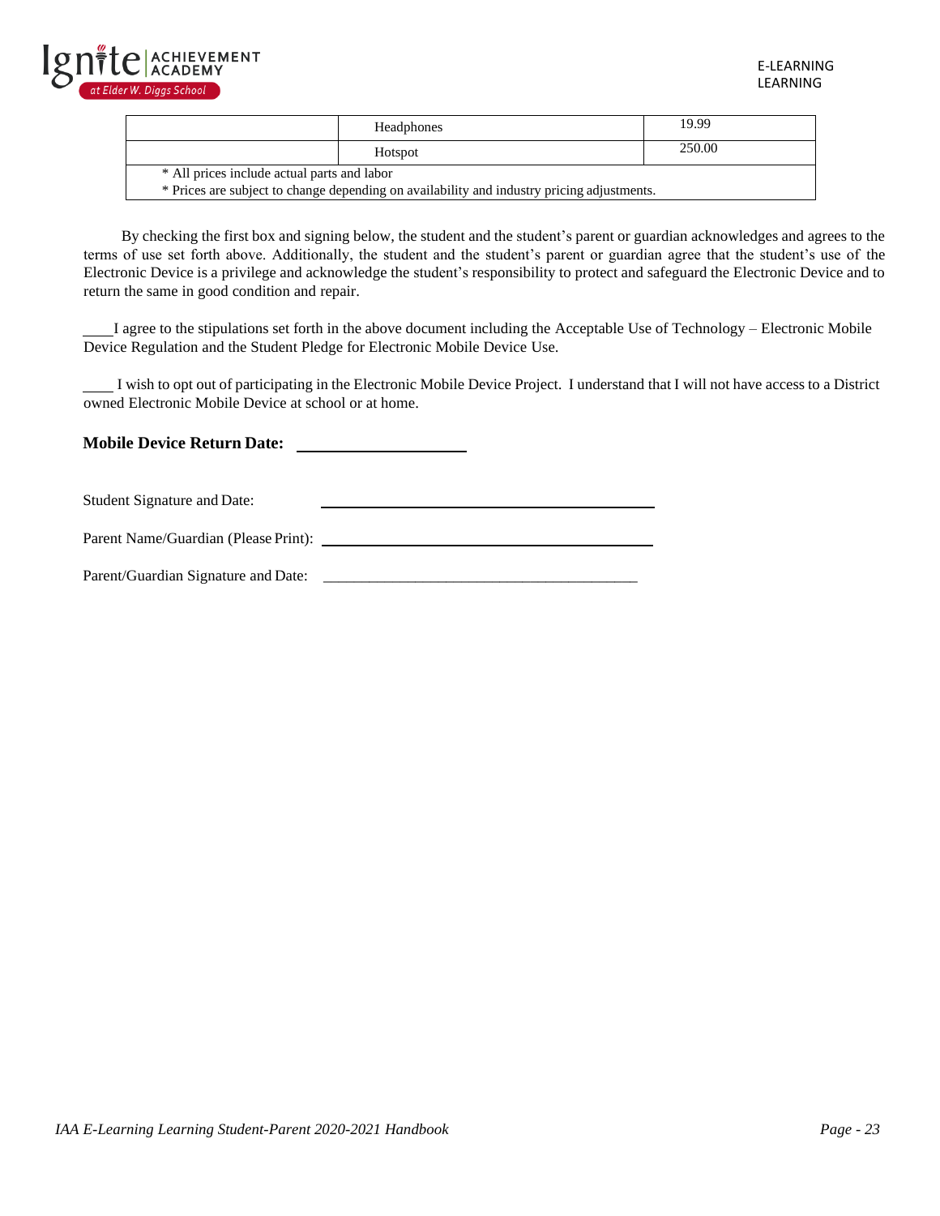| | | |
|---|---|---|
| | Headphones | 19.99 |
| | Hotspot | 250.00 |
| * All prices include actual parts and labor<br>* Prices are subject to change depending on availability and industry pricing adjustments. | | |

By checking the first box and signing below, the student and the student's parent or guardian acknowledges and agrees to the terms of use set forth above. Additionally, the student and the student's parent or guardian agree that the student's use of the Electronic Device is a privilege and acknowledge the student's responsibility to protect and safeguard the Electronic Device and to return the same in good condition and repair.

____I agree to the stipulations set forth in the above document including the Acceptable Use of Technology – Electronic Mobile Device Regulation and the Student Pledge for Electronic Mobile Device Use.

____ I wish to opt out of participating in the Electronic Mobile Device Project. I understand that I will not have access to a District owned Electronic Mobile Device at school or at home.

**Mobile Device Return Date:** ____________________

Student Signature and Date: ________________________________________

Parent Name/Guardian (Please Print): ________________________________________

Parent/Guardian Signature and Date: ________________________________________